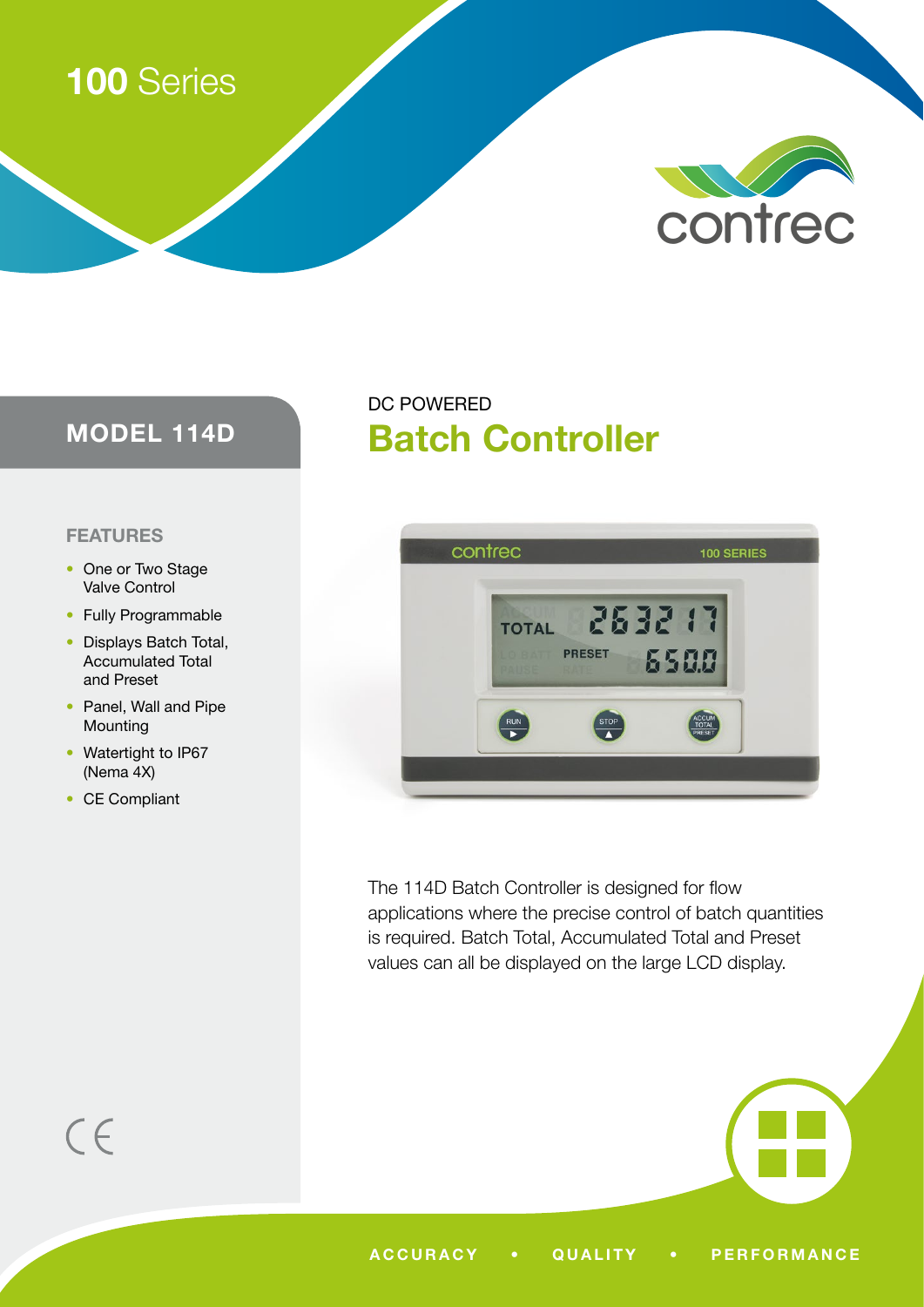# 100 Series

contrec

## MODEL 114D

### FEATURES

- One or Two Stage Valve Control
- Fully Programmable
- Displays Batch Total, Accumulated Total and Preset
- Panel, Wall and Pipe Mounting
- Watertight to IP67 (Nema 4X)
- CE Compliant

DC POWERED

# Batch Controller

The 114D Batch Controller is designed for flow applications where the precise control of batch quantities is required. Batch Total, Accumulated Total and Preset values can all be displayed on the large LCD display.

ACCURACY • QUALITY • PERFORMANCE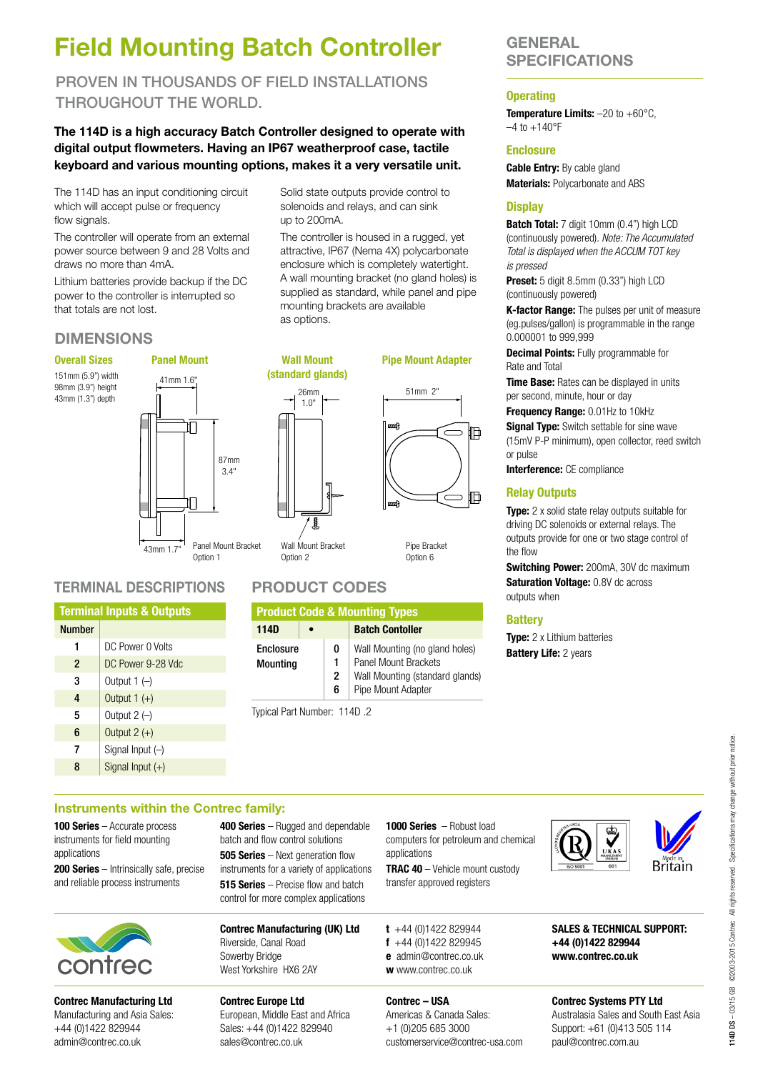# Field Mounting Batch Controller

## PROVEN IN THOUSANDS OF FIELD INSTALLATIONS THROUGHOUT THE WORLD.

**The 114D is a high accuracy Batch Controller designed to operate with digital output flowmeters. Having an IP67 weatherproof case, tactile keyboard and various mounting options, makes it a very versatile unit.**

The 114D has an input conditioning circuit which will accept pulse or frequency flow signals.

The controller will operate from an external power source between 9 and 28 Volts and draws no more than 4mA.

Lithium batteries provide backup if the DC power to the controller is interrupted so that totals are not lost.

Solid state outputs provide control to solenoids and relays, and can sink up to 200mA.

The controller is housed in a rugged, yet attractive, IP67 (Nema 4X) polycarbonate enclosure which is completely watertight. A wall mounting bracket (no gland holes) is supplied as standard, while panel and pipe mounting brackets are available as options.

## DIMENSIONS

**Overall Sizes**

151mm (5.9") width
98mm (3.9") height
43mm (1.3") depth

**Panel Mount**

41mm 1.6"
87mm 3.4"
43mm 1.7"
Panel Mount Bracket Option 1

**Wall Mount (standard glands)**

26mm 1.0"
Wall Mount Bracket Option 2

**Pipe Mount Adapter**

51mm 2"
Pipe Bracket Option 6

## TERMINAL DESCRIPTIONS

| Terminal Inputs & Outputs | |
|---|---|
| **Number** | |
| 1 | DC Power 0 Volts |
| 2 | DC Power 9-28 Vdc |
| 3 | Output 1 (–) |
| 4 | Output 1 (+) |
| 5 | Output 2 (–) |
| 6 | Output 2 (+) |
| 7 | Signal Input (–) |
| 8 | Signal Input (+) |

## PRODUCT CODES

| Product Code & Mounting Types | | |
|---|---|---|
| **114D** | **•** | **Batch Contoller** |
| **Enclosure Mounting** | 0 | Wall Mounting (no gland holes) |
| | 1 | Panel Mount Brackets |
| | 2 | Wall Mounting (standard glands) |
| | 6 | Pipe Mount Adapter |

Typical Part Number: 114D .2

## GENERAL SPECIFICATIONS

### Operating

**Temperature Limits:** –20 to +60°C, –4 to +140°F

### Enclosure

**Cable Entry:** By cable gland

**Materials:** Polycarbonate and ABS

### Display

**Batch Total:** 7 digit 10mm (0.4") high LCD (continuously powered). *Note: The Accumulated Total is displayed when the ACCUM TOT key is pressed*

**Preset:** 5 digit 8.5mm (0.33") high LCD (continuously powered)

**K-factor Range:** The pulses per unit of measure (eg.pulses/gallon) is programmable in the range 0.000001 to 999,999

**Decimal Points:** Fully programmable for Rate and Total

**Time Base:** Rates can be displayed in units per second, minute, hour or day

**Frequency Range:** 0.01Hz to 10kHz

**Signal Type:** Switch settable for sine wave (15mV P-P minimum), open collector, reed switch or pulse

**Interference:** CE compliance

### Relay Outputs

**Type:** 2 x solid state relay outputs suitable for driving DC solenoids or external relays. The outputs provide for one or two stage control of the flow

**Switching Power:** 200mA, 30V dc maximum

**Saturation Voltage:** 0.8V dc across outputs when

### Battery

**Type:** 2 x Lithium batteries

**Battery Life:** 2 years

### Instruments within the Contrec family:

**100 Series** – Accurate process instruments for field mounting applications

**200 Series** – Intrinsically safe, precise and reliable process instruments

**400 Series** – Rugged and dependable batch and flow control solutions

**505 Series** – Next generation flow instruments for a variety of applications

**515 Series** – Precise flow and batch control for more complex applications

**1000 Series** – Robust load computers for petroleum and chemical applications

**TRAC 40** – Vehicle mount custody transfer approved registers

ISO 9001 · UKAS 001 · Made in Britain

contrec

**Contrec Manufacturing (UK) Ltd**
Riverside, Canal Road
Sowerby Bridge
West Yorkshire HX6 2AY

**t** +44 (0)1422 829944
**f** +44 (0)1422 829945
**e** admin@contrec.co.uk
**w** www.contrec.co.uk

**SALES & TECHNICAL SUPPORT:**
**+44 (0)1422 829944**
**www.contrec.co.uk**

**Contrec Manufacturing Ltd**
Manufacturing and Asia Sales:
+44 (0)1422 829944
admin@contrec.co.uk

**Contrec Europe Ltd**
European, Middle East and Africa
Sales: +44 (0)1422 829940
sales@contrec.co.uk

**Contrec – USA**
Americas & Canada Sales:
+1 (0)205 685 3000
customerservice@contrec-usa.com

**Contrec Systems PTY Ltd**
Australasia Sales and South East Asia
Support: +61 (0)413 505 114
paul@contrec.com.au

114D DS – 03/15 GB ©2003-2015 Contrec. All rights reserved. Specifications may change without prior notice.